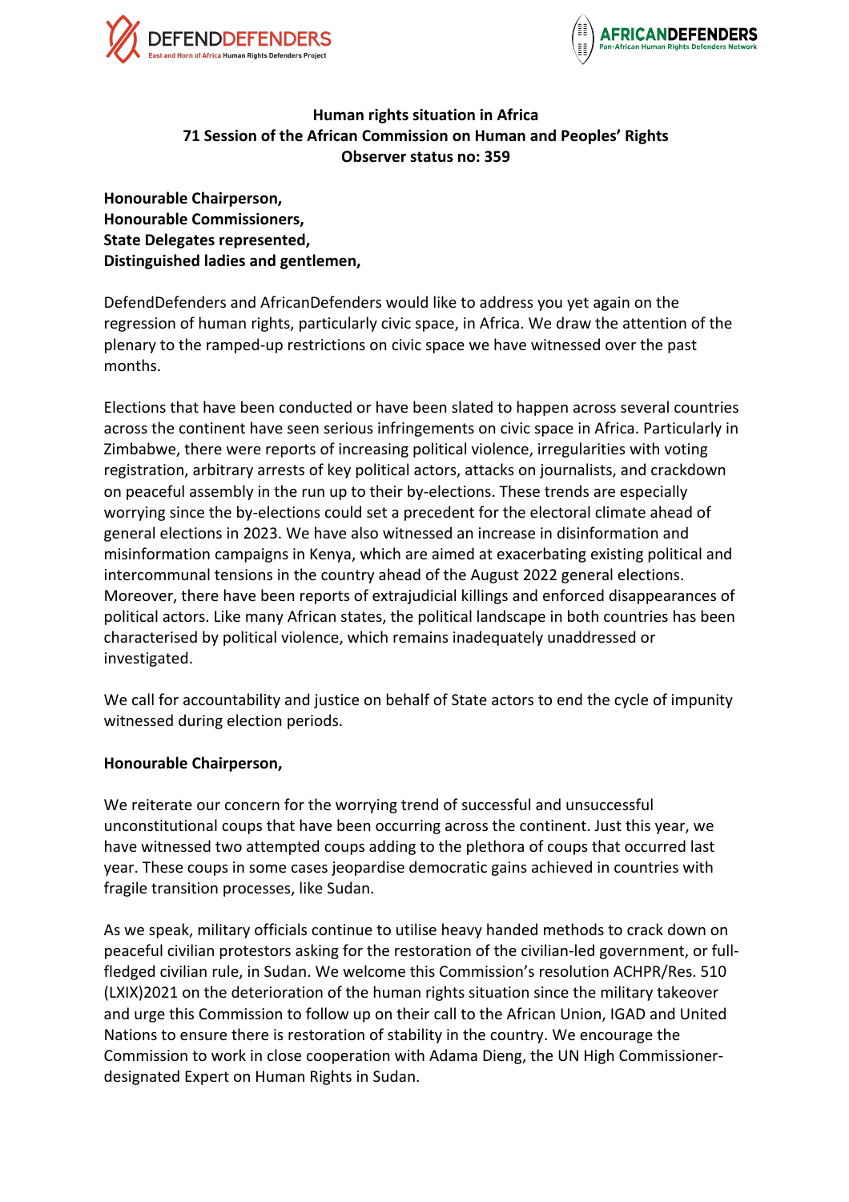**Human rights situation in Africa**
**71 Session of the African Commission on Human and Peoples' Rights**
**Observer status no: 359**

**Honourable Chairperson,**
**Honourable Commissioners,**
**State Delegates represented,**
**Distinguished ladies and gentlemen,**

DefendDefenders and AfricanDefenders would like to address you yet again on the regression of human rights, particularly civic space, in Africa. We draw the attention of the plenary to the ramped-up restrictions on civic space we have witnessed over the past months.

Elections that have been conducted or have been slated to happen across several countries across the continent have seen serious infringements on civic space in Africa. Particularly in Zimbabwe, there were reports of increasing political violence, irregularities with voting registration, arbitrary arrests of key political actors, attacks on journalists, and crackdown on peaceful assembly in the run up to their by-elections. These trends are especially worrying since the by-elections could set a precedent for the electoral climate ahead of general elections in 2023. We have also witnessed an increase in disinformation and misinformation campaigns in Kenya, which are aimed at exacerbating existing political and intercommunal tensions in the country ahead of the August 2022 general elections. Moreover, there have been reports of extrajudicial killings and enforced disappearances of political actors. Like many African states, the political landscape in both countries has been characterised by political violence, which remains inadequately unaddressed or investigated.

We call for accountability and justice on behalf of State actors to end the cycle of impunity witnessed during election periods.

**Honourable Chairperson,**

We reiterate our concern for the worrying trend of successful and unsuccessful unconstitutional coups that have been occurring across the continent. Just this year, we have witnessed two attempted coups adding to the plethora of coups that occurred last year. These coups in some cases jeopardise democratic gains achieved in countries with fragile transition processes, like Sudan.

As we speak, military officials continue to utilise heavy handed methods to crack down on peaceful civilian protestors asking for the restoration of the civilian-led government, or full-fledged civilian rule, in Sudan. We welcome this Commission's resolution ACHPR/Res. 510 (LXIX)2021 on the deterioration of the human rights situation since the military takeover and urge this Commission to follow up on their call to the African Union, IGAD and United Nations to ensure there is restoration of stability in the country. We encourage the Commission to work in close cooperation with Adama Dieng, the UN High Commissioner-designated Expert on Human Rights in Sudan.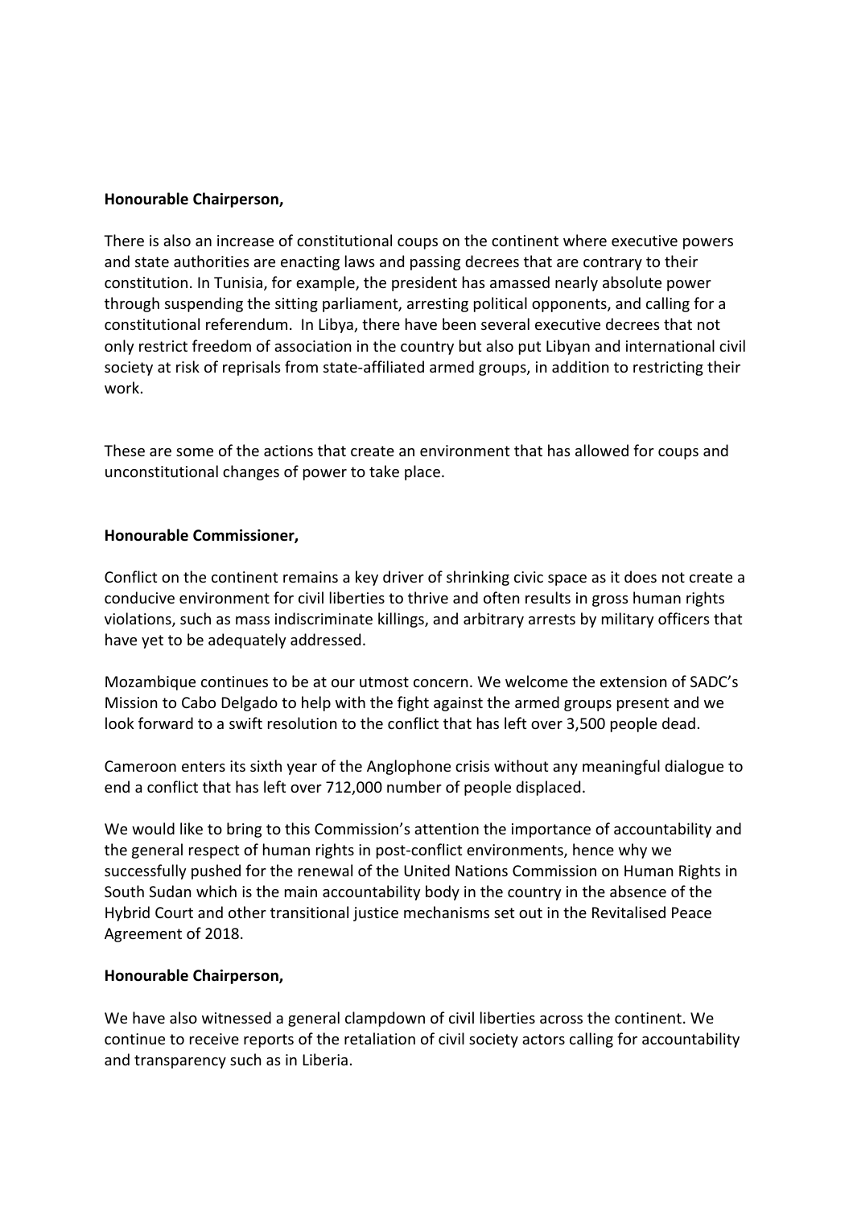**Honourable Chairperson,**

There is also an increase of constitutional coups on the continent where executive powers and state authorities are enacting laws and passing decrees that are contrary to their constitution. In Tunisia, for example, the president has amassed nearly absolute power through suspending the sitting parliament, arresting political opponents, and calling for a constitutional referendum. In Libya, there have been several executive decrees that not only restrict freedom of association in the country but also put Libyan and international civil society at risk of reprisals from state-affiliated armed groups, in addition to restricting their work.

These are some of the actions that create an environment that has allowed for coups and unconstitutional changes of power to take place.

**Honourable Commissioner,**

Conflict on the continent remains a key driver of shrinking civic space as it does not create a conducive environment for civil liberties to thrive and often results in gross human rights violations, such as mass indiscriminate killings, and arbitrary arrests by military officers that have yet to be adequately addressed.

Mozambique continues to be at our utmost concern. We welcome the extension of SADC's Mission to Cabo Delgado to help with the fight against the armed groups present and we look forward to a swift resolution to the conflict that has left over 3,500 people dead.

Cameroon enters its sixth year of the Anglophone crisis without any meaningful dialogue to end a conflict that has left over 712,000 number of people displaced.

We would like to bring to this Commission's attention the importance of accountability and the general respect of human rights in post-conflict environments, hence why we successfully pushed for the renewal of the United Nations Commission on Human Rights in South Sudan which is the main accountability body in the country in the absence of the Hybrid Court and other transitional justice mechanisms set out in the Revitalised Peace Agreement of 2018.

**Honourable Chairperson,**

We have also witnessed a general clampdown of civil liberties across the continent. We continue to receive reports of the retaliation of civil society actors calling for accountability and transparency such as in Liberia.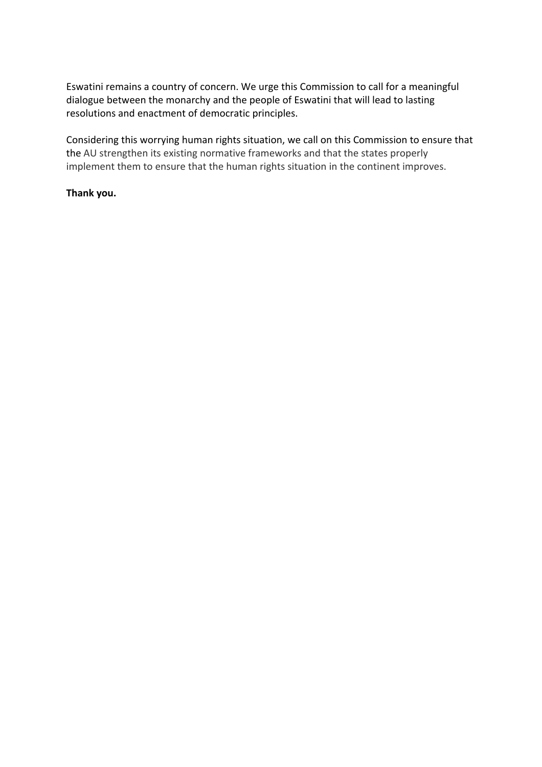Eswatini remains a country of concern. We urge this Commission to call for a meaningful dialogue between the monarchy and the people of Eswatini that will lead to lasting resolutions and enactment of democratic principles.

Considering this worrying human rights situation, we call on this Commission to ensure that the AU strengthen its existing normative frameworks and that the states properly implement them to ensure that the human rights situation in the continent improves.

**Thank you.**